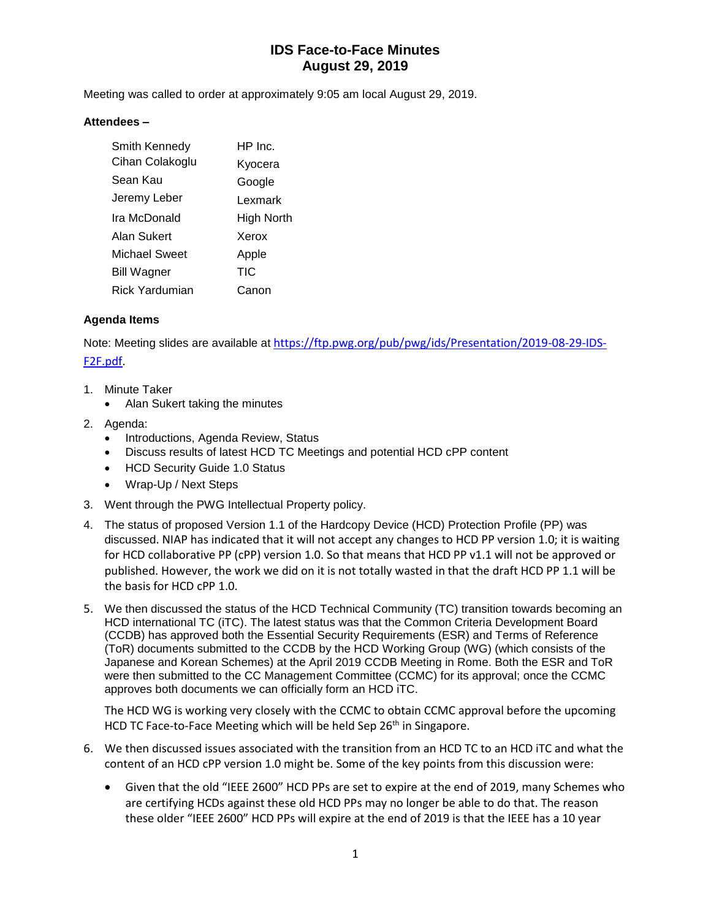# IDS Face-to-Face Minutes
# August 29, 2019

Meeting was called to order at approximately 9:05 am local August 29, 2019.

**Attendees –**

| | |
|---|---|
| Smith Kennedy | HP Inc. |
| Cihan Colakoglu | Kyocera |
| Sean Kau | Google |
| Jeremy Leber | Lexmark |
| Ira McDonald | High North |
| Alan Sukert | Xerox |
| Michael Sweet | Apple |
| Bill Wagner | TIC |
| Rick Yardumian | Canon |

**Agenda Items**

Note: Meeting slides are available at [https://ftp.pwg.org/pub/pwg/ids/Presentation/2019-08-29-IDS-F2F.pdf](https://ftp.pwg.org/pub/pwg/ids/Presentation/2019-08-29-IDS-F2F.pdf).

1. Minute Taker
   - Alan Sukert taking the minutes
2. Agenda:
   - Introductions, Agenda Review, Status
   - Discuss results of latest HCD TC Meetings and potential HCD cPP content
   - HCD Security Guide 1.0 Status
   - Wrap-Up / Next Steps
3. Went through the PWG Intellectual Property policy.
4. The status of proposed Version 1.1 of the Hardcopy Device (HCD) Protection Profile (PP) was discussed. NIAP has indicated that it will not accept any changes to HCD PP version 1.0; it is waiting for HCD collaborative PP (cPP) version 1.0. So that means that HCD PP v1.1 will not be approved or published. However, the work we did on it is not totally wasted in that the draft HCD PP 1.1 will be the basis for HCD cPP 1.0.
5. We then discussed the status of the HCD Technical Community (TC) transition towards becoming an HCD international TC (iTC). The latest status was that the Common Criteria Development Board (CCDB) has approved both the Essential Security Requirements (ESR) and Terms of Reference (ToR) documents submitted to the CCDB by the HCD Working Group (WG) (which consists of the Japanese and Korean Schemes) at the April 2019 CCDB Meeting in Rome. Both the ESR and ToR were then submitted to the CC Management Committee (CCMC) for its approval; once the CCMC approves both documents we can officially form an HCD iTC.

   The HCD WG is working very closely with the CCMC to obtain CCMC approval before the upcoming HCD TC Face-to-Face Meeting which will be held Sep 26th in Singapore.
6. We then discussed issues associated with the transition from an HCD TC to an HCD iTC and what the content of an HCD cPP version 1.0 might be. Some of the key points from this discussion were:
   - Given that the old "IEEE 2600" HCD PPs are set to expire at the end of 2019, many Schemes who are certifying HCDs against these old HCD PPs may no longer be able to do that. The reason these older "IEEE 2600" HCD PPs will expire at the end of 2019 is that the IEEE has a 10 year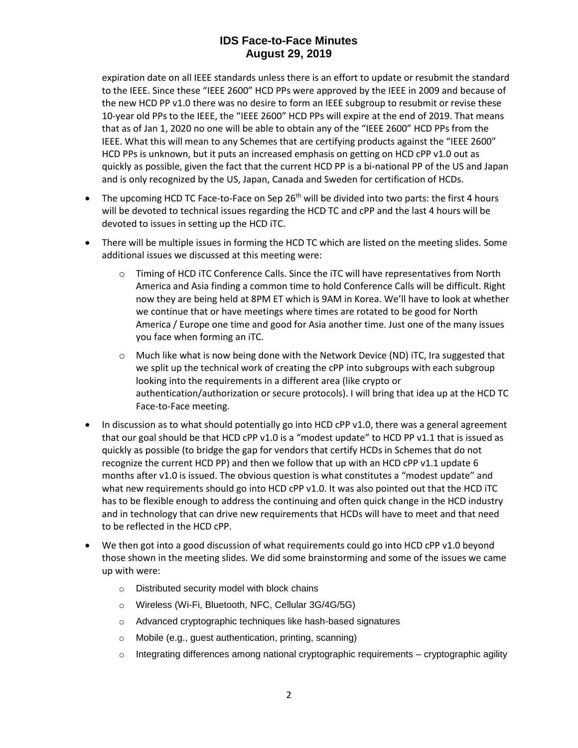expiration date on all IEEE standards unless there is an effort to update or resubmit the standard to the IEEE. Since these "IEEE 2600" HCD PPs were approved by the IEEE in 2009 and because of the new HCD PP v1.0 there was no desire to form an IEEE subgroup to resubmit or revise these 10-year old PPs to the IEEE, the "IEEE 2600" HCD PPs will expire at the end of 2019. That means that as of Jan 1, 2020 no one will be able to obtain any of the "IEEE 2600" HCD PPs from the IEEE. What this will mean to any Schemes that are certifying products against the "IEEE 2600" HCD PPs is unknown, but it puts an increased emphasis on getting on HCD cPP v1.0 out as quickly as possible, given the fact that the current HCD PP is a bi-national PP of the US and Japan and is only recognized by the US, Japan, Canada and Sweden for certification of HCDs.

- The upcoming HCD TC Face-to-Face on Sep 26th will be divided into two parts: the first 4 hours will be devoted to technical issues regarding the HCD TC and cPP and the last 4 hours will be devoted to issues in setting up the HCD iTC.
- There will be multiple issues in forming the HCD TC which are listed on the meeting slides. Some additional issues we discussed at this meeting were:
  - Timing of HCD iTC Conference Calls. Since the iTC will have representatives from North America and Asia finding a common time to hold Conference Calls will be difficult. Right now they are being held at 8PM ET which is 9AM in Korea. We'll have to look at whether we continue that or have meetings where times are rotated to be good for North America / Europe one time and good for Asia another time. Just one of the many issues you face when forming an iTC.
  - Much like what is now being done with the Network Device (ND) iTC, Ira suggested that we split up the technical work of creating the cPP into subgroups with each subgroup looking into the requirements in a different area (like crypto or authentication/authorization or secure protocols). I will bring that idea up at the HCD TC Face-to-Face meeting.
- In discussion as to what should potentially go into HCD cPP v1.0, there was a general agreement that our goal should be that HCD cPP v1.0 is a "modest update" to HCD PP v1.1 that is issued as quickly as possible (to bridge the gap for vendors that certify HCDs in Schemes that do not recognize the current HCD PP) and then we follow that up with an HCD cPP v1.1 update 6 months after v1.0 is issued. The obvious question is what constitutes a "modest update" and what new requirements should go into HCD cPP v1.0. It was also pointed out that the HCD iTC has to be flexible enough to address the continuing and often quick change in the HCD industry and in technology that can drive new requirements that HCDs will have to meet and that need to be reflected in the HCD cPP.
- We then got into a good discussion of what requirements could go into HCD cPP v1.0 beyond those shown in the meeting slides. We did some brainstorming and some of the issues we came up with were:
  - Distributed security model with block chains
  - Wireless (Wi-Fi, Bluetooth, NFC, Cellular 3G/4G/5G)
  - Advanced cryptographic techniques like hash-based signatures
  - Mobile (e.g., guest authentication, printing, scanning)
  - Integrating differences among national cryptographic requirements – cryptographic agility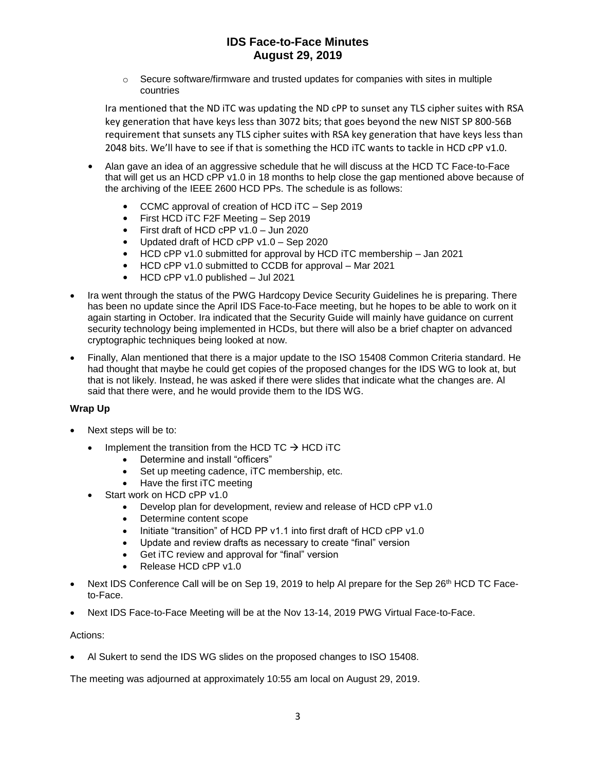- Secure software/firmware and trusted updates for companies with sites in multiple countries

  Ira mentioned that the ND iTC was updating the ND cPP to sunset any TLS cipher suites with RSA key generation that have keys less than 3072 bits; that goes beyond the new NIST SP 800-56B requirement that sunsets any TLS cipher suites with RSA key generation that have keys less than 2048 bits. We'll have to see if that is something the HCD iTC wants to tackle in HCD cPP v1.0.

- Alan gave an idea of an aggressive schedule that he will discuss at the HCD TC Face-to-Face that will get us an HCD cPP v1.0 in 18 months to help close the gap mentioned above because of the archiving of the IEEE 2600 HCD PPs. The schedule is as follows:
  - CCMC approval of creation of HCD iTC – Sep 2019
  - First HCD iTC F2F Meeting – Sep 2019
  - First draft of HCD cPP v1.0 – Jun 2020
  - Updated draft of HCD cPP v1.0 – Sep 2020
  - HCD cPP v1.0 submitted for approval by HCD iTC membership – Jan 2021
  - HCD cPP v1.0 submitted to CCDB for approval – Mar 2021
  - HCD cPP v1.0 published – Jul 2021

- Ira went through the status of the PWG Hardcopy Device Security Guidelines he is preparing. There has been no update since the April IDS Face-to-Face meeting, but he hopes to be able to work on it again starting in October. Ira indicated that the Security Guide will mainly have guidance on current security technology being implemented in HCDs, but there will also be a brief chapter on advanced cryptographic techniques being looked at now.

- Finally, Alan mentioned that there is a major update to the ISO 15408 Common Criteria standard. He had thought that maybe he could get copies of the proposed changes for the IDS WG to look at, but that is not likely. Instead, he was asked if there were slides that indicate what the changes are. Al said that there were, and he would provide them to the IDS WG.

**Wrap Up**

- Next steps will be to:
  - Implement the transition from the HCD TC → HCD iTC
    - Determine and install "officers"
    - Set up meeting cadence, iTC membership, etc.
    - Have the first iTC meeting
  - Start work on HCD cPP v1.0
    - Develop plan for development, review and release of HCD cPP v1.0
    - Determine content scope
    - Initiate "transition" of HCD PP v1.1 into first draft of HCD cPP v1.0
    - Update and review drafts as necessary to create "final" version
    - Get iTC review and approval for "final" version
    - Release HCD cPP v1.0
- Next IDS Conference Call will be on Sep 19, 2019 to help Al prepare for the Sep 26th HCD TC Face-to-Face.
- Next IDS Face-to-Face Meeting will be at the Nov 13-14, 2019 PWG Virtual Face-to-Face.

Actions:

- Al Sukert to send the IDS WG slides on the proposed changes to ISO 15408.

The meeting was adjourned at approximately 10:55 am local on August 29, 2019.